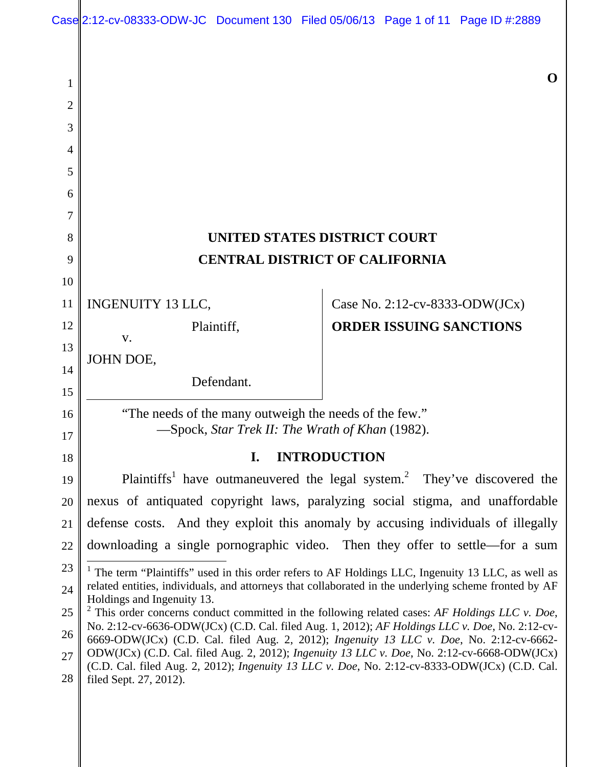O

**UNITED STATES DISTRICT COURT**
**CENTRAL DISTRICT OF CALIFORNIA**

INGENUITY 13 LLC,
Plaintiff,
v.
JOHN DOE,
Defendant.

Case No. 2:12-cv-8333-ODW(JCx)

**ORDER ISSUING SANCTIONS**

"The needs of the many outweigh the needs of the few."
—Spock, *Star Trek II: The Wrath of Khan* (1982).

## I. INTRODUCTION

Plaintiffs[1] have outmaneuvered the legal system.[2] They've discovered the nexus of antiquated copyright laws, paralyzing social stigma, and unaffordable defense costs. And they exploit this anomaly by accusing individuals of illegally downloading a single pornographic video. Then they offer to settle—for a sum

[1] The term "Plaintiffs" used in this order refers to AF Holdings LLC, Ingenuity 13 LLC, as well as related entities, individuals, and attorneys that collaborated in the underlying scheme fronted by AF Holdings and Ingenuity 13.

[2] This order concerns conduct committed in the following related cases: *AF Holdings LLC v. Doe*, No. 2:12-cv-6636-ODW(JCx) (C.D. Cal. filed Aug. 1, 2012); *AF Holdings LLC v. Doe*, No. 2:12-cv-6669-ODW(JCx) (C.D. Cal. filed Aug. 2, 2012); *Ingenuity 13 LLC v. Doe*, No. 2:12-cv-6662-ODW(JCx) (C.D. Cal. filed Aug. 2, 2012); *Ingenuity 13 LLC v. Doe*, No. 2:12-cv-6668-ODW(JCx) (C.D. Cal. filed Aug. 2, 2012); *Ingenuity 13 LLC v. Doe*, No. 2:12-cv-8333-ODW(JCx) (C.D. Cal. filed Sept. 27, 2012).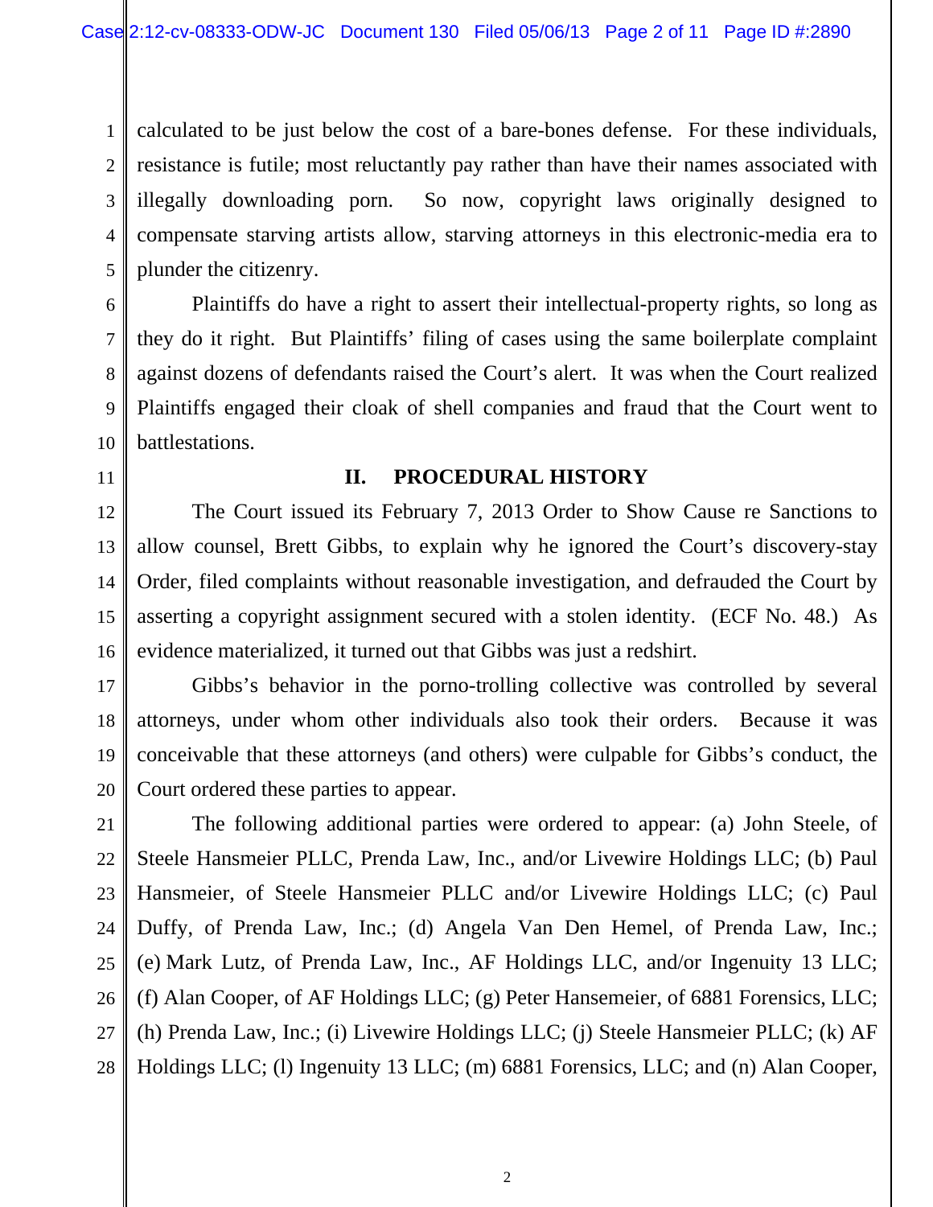calculated to be just below the cost of a bare-bones defense. For these individuals, resistance is futile; most reluctantly pay rather than have their names associated with illegally downloading porn. So now, copyright laws originally designed to compensate starving artists allow, starving attorneys in this electronic-media era to plunder the citizenry.

Plaintiffs do have a right to assert their intellectual-property rights, so long as they do it right. But Plaintiffs' filing of cases using the same boilerplate complaint against dozens of defendants raised the Court's alert. It was when the Court realized Plaintiffs engaged their cloak of shell companies and fraud that the Court went to battlestations.

## II. PROCEDURAL HISTORY

The Court issued its February 7, 2013 Order to Show Cause re Sanctions to allow counsel, Brett Gibbs, to explain why he ignored the Court's discovery-stay Order, filed complaints without reasonable investigation, and defrauded the Court by asserting a copyright assignment secured with a stolen identity. (ECF No. 48.) As evidence materialized, it turned out that Gibbs was just a redshirt.

Gibbs's behavior in the porno-trolling collective was controlled by several attorneys, under whom other individuals also took their orders. Because it was conceivable that these attorneys (and others) were culpable for Gibbs's conduct, the Court ordered these parties to appear.

The following additional parties were ordered to appear: (a) John Steele, of Steele Hansmeier PLLC, Prenda Law, Inc., and/or Livewire Holdings LLC; (b) Paul Hansmeier, of Steele Hansmeier PLLC and/or Livewire Holdings LLC; (c) Paul Duffy, of Prenda Law, Inc.; (d) Angela Van Den Hemel, of Prenda Law, Inc.; (e) Mark Lutz, of Prenda Law, Inc., AF Holdings LLC, and/or Ingenuity 13 LLC; (f) Alan Cooper, of AF Holdings LLC; (g) Peter Hansemeier, of 6881 Forensics, LLC; (h) Prenda Law, Inc.; (i) Livewire Holdings LLC; (j) Steele Hansmeier PLLC; (k) AF Holdings LLC; (l) Ingenuity 13 LLC; (m) 6881 Forensics, LLC; and (n) Alan Cooper,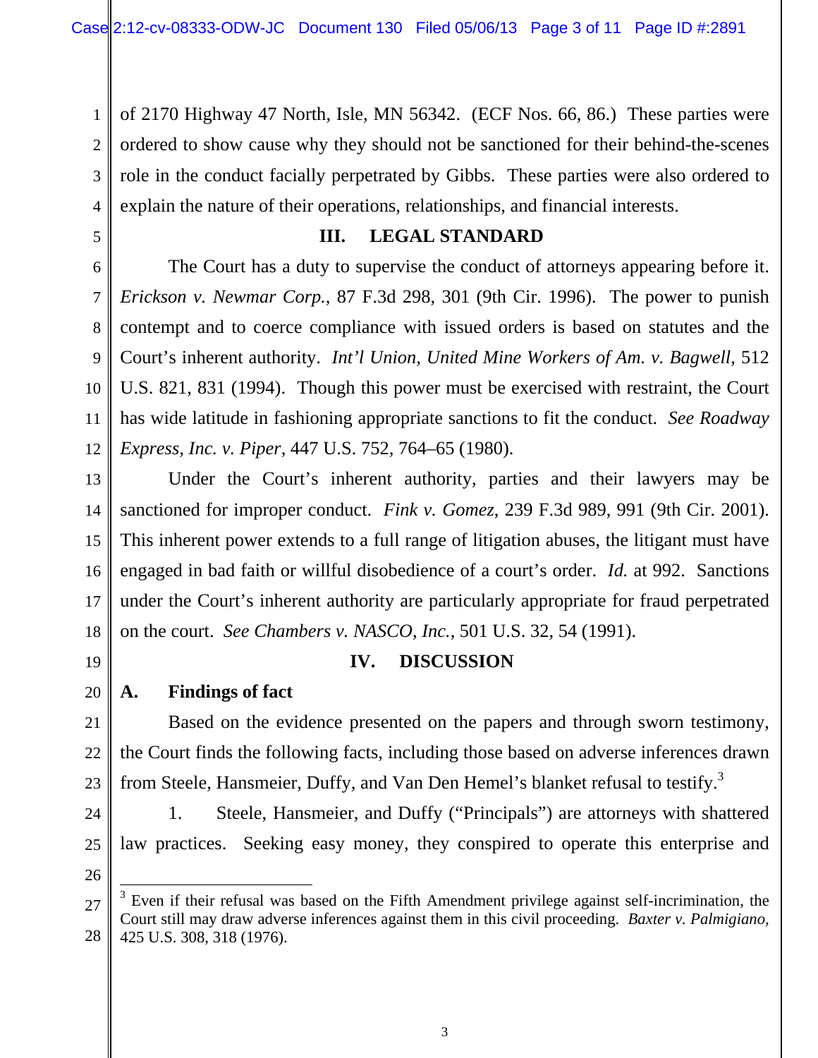of 2170 Highway 47 North, Isle, MN 56342. (ECF Nos. 66, 86.) These parties were ordered to show cause why they should not be sanctioned for their behind-the-scenes role in the conduct facially perpetrated by Gibbs. These parties were also ordered to explain the nature of their operations, relationships, and financial interests.

## III. LEGAL STANDARD

The Court has a duty to supervise the conduct of attorneys appearing before it. *Erickson v. Newmar Corp.*, 87 F.3d 298, 301 (9th Cir. 1996). The power to punish contempt and to coerce compliance with issued orders is based on statutes and the Court's inherent authority. *Int'l Union, United Mine Workers of Am. v. Bagwell*, 512 U.S. 821, 831 (1994). Though this power must be exercised with restraint, the Court has wide latitude in fashioning appropriate sanctions to fit the conduct. *See Roadway Express, Inc. v. Piper*, 447 U.S. 752, 764–65 (1980).

Under the Court's inherent authority, parties and their lawyers may be sanctioned for improper conduct. *Fink v. Gomez*, 239 F.3d 989, 991 (9th Cir. 2001). This inherent power extends to a full range of litigation abuses, the litigant must have engaged in bad faith or willful disobedience of a court's order. *Id.* at 992. Sanctions under the Court's inherent authority are particularly appropriate for fraud perpetrated on the court. *See Chambers v. NASCO, Inc.*, 501 U.S. 32, 54 (1991).

## IV. DISCUSSION

### A. Findings of fact

Based on the evidence presented on the papers and through sworn testimony, the Court finds the following facts, including those based on adverse inferences drawn from Steele, Hansmeier, Duffy, and Van Den Hemel's blanket refusal to testify.[3]

1. Steele, Hansmeier, and Duffy ("Principals") are attorneys with shattered law practices. Seeking easy money, they conspired to operate this enterprise and

---

[3] Even if their refusal was based on the Fifth Amendment privilege against self-incrimination, the Court still may draw adverse inferences against them in this civil proceeding. *Baxter v. Palmigiano*, 425 U.S. 308, 318 (1976).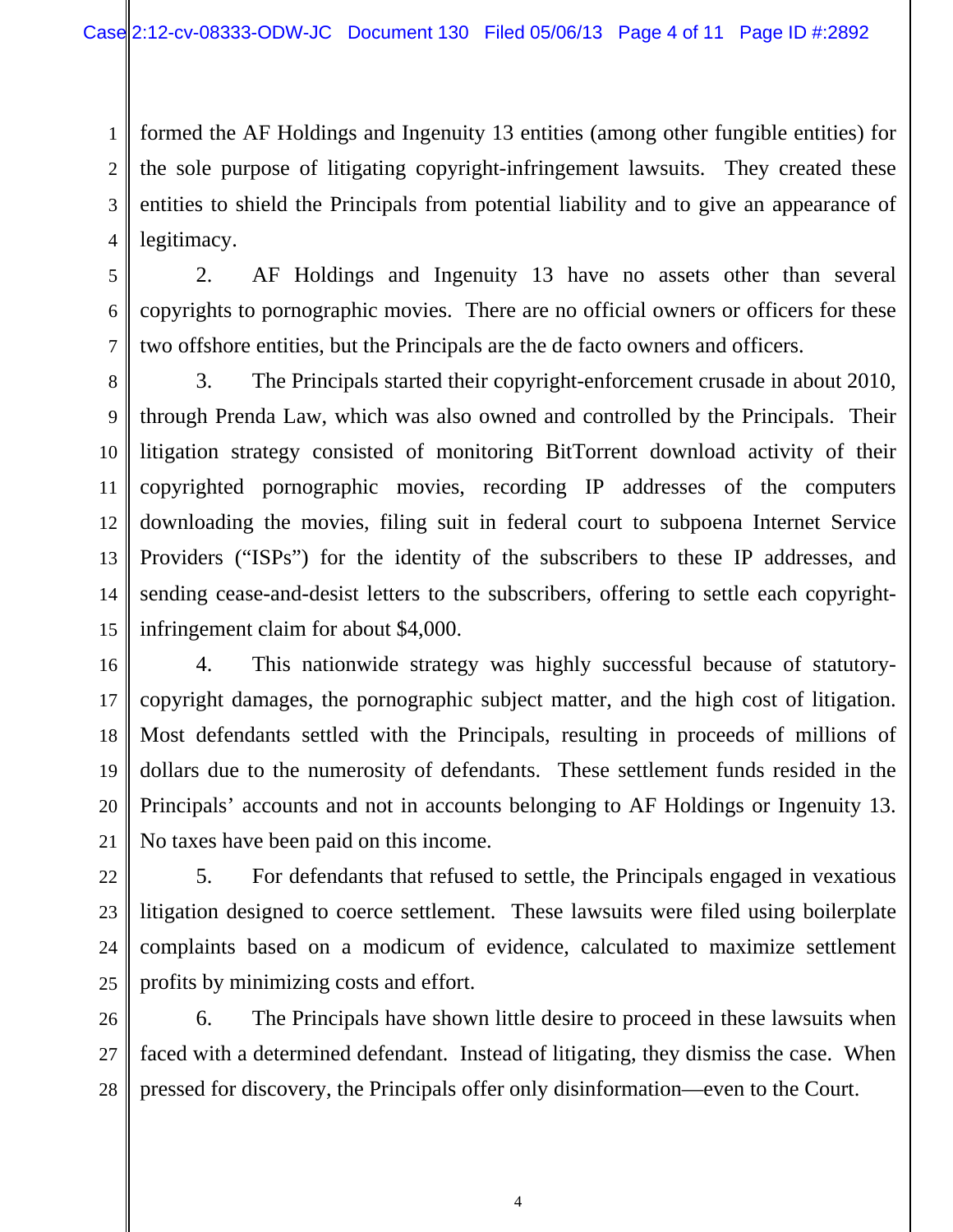formed the AF Holdings and Ingenuity 13 entities (among other fungible entities) for the sole purpose of litigating copyright-infringement lawsuits. They created these entities to shield the Principals from potential liability and to give an appearance of legitimacy.

2. AF Holdings and Ingenuity 13 have no assets other than several copyrights to pornographic movies. There are no official owners or officers for these two offshore entities, but the Principals are the de facto owners and officers.

3. The Principals started their copyright-enforcement crusade in about 2010, through Prenda Law, which was also owned and controlled by the Principals. Their litigation strategy consisted of monitoring BitTorrent download activity of their copyrighted pornographic movies, recording IP addresses of the computers downloading the movies, filing suit in federal court to subpoena Internet Service Providers ("ISPs") for the identity of the subscribers to these IP addresses, and sending cease-and-desist letters to the subscribers, offering to settle each copyright-infringement claim for about $4,000.

4. This nationwide strategy was highly successful because of statutory-copyright damages, the pornographic subject matter, and the high cost of litigation. Most defendants settled with the Principals, resulting in proceeds of millions of dollars due to the numerosity of defendants. These settlement funds resided in the Principals' accounts and not in accounts belonging to AF Holdings or Ingenuity 13. No taxes have been paid on this income.

5. For defendants that refused to settle, the Principals engaged in vexatious litigation designed to coerce settlement. These lawsuits were filed using boilerplate complaints based on a modicum of evidence, calculated to maximize settlement profits by minimizing costs and effort.

6. The Principals have shown little desire to proceed in these lawsuits when faced with a determined defendant. Instead of litigating, they dismiss the case. When pressed for discovery, the Principals offer only disinformation—even to the Court.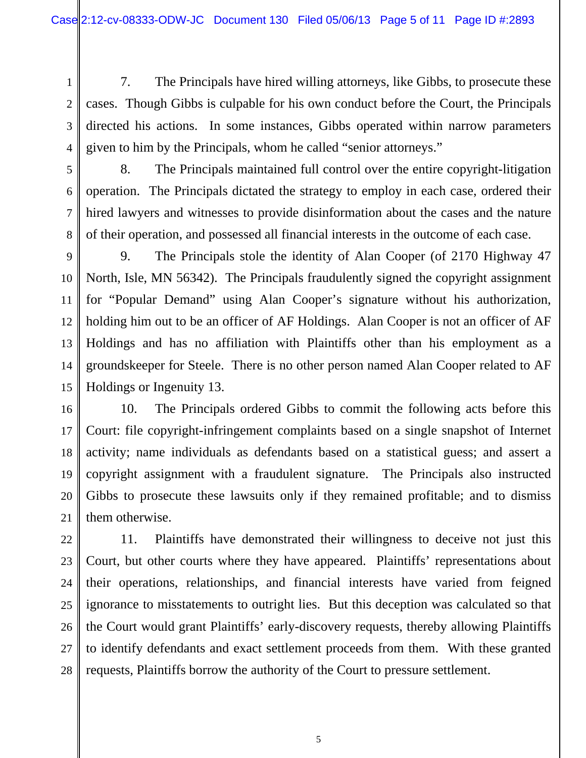7. The Principals have hired willing attorneys, like Gibbs, to prosecute these cases. Though Gibbs is culpable for his own conduct before the Court, the Principals directed his actions. In some instances, Gibbs operated within narrow parameters given to him by the Principals, whom he called "senior attorneys."

8. The Principals maintained full control over the entire copyright-litigation operation. The Principals dictated the strategy to employ in each case, ordered their hired lawyers and witnesses to provide disinformation about the cases and the nature of their operation, and possessed all financial interests in the outcome of each case.

9. The Principals stole the identity of Alan Cooper (of 2170 Highway 47 North, Isle, MN 56342). The Principals fraudulently signed the copyright assignment for "Popular Demand" using Alan Cooper's signature without his authorization, holding him out to be an officer of AF Holdings. Alan Cooper is not an officer of AF Holdings and has no affiliation with Plaintiffs other than his employment as a groundskeeper for Steele. There is no other person named Alan Cooper related to AF Holdings or Ingenuity 13.

10. The Principals ordered Gibbs to commit the following acts before this Court: file copyright-infringement complaints based on a single snapshot of Internet activity; name individuals as defendants based on a statistical guess; and assert a copyright assignment with a fraudulent signature. The Principals also instructed Gibbs to prosecute these lawsuits only if they remained profitable; and to dismiss them otherwise.

11. Plaintiffs have demonstrated their willingness to deceive not just this Court, but other courts where they have appeared. Plaintiffs' representations about their operations, relationships, and financial interests have varied from feigned ignorance to misstatements to outright lies. But this deception was calculated so that the Court would grant Plaintiffs' early-discovery requests, thereby allowing Plaintiffs to identify defendants and exact settlement proceeds from them. With these granted requests, Plaintiffs borrow the authority of the Court to pressure settlement.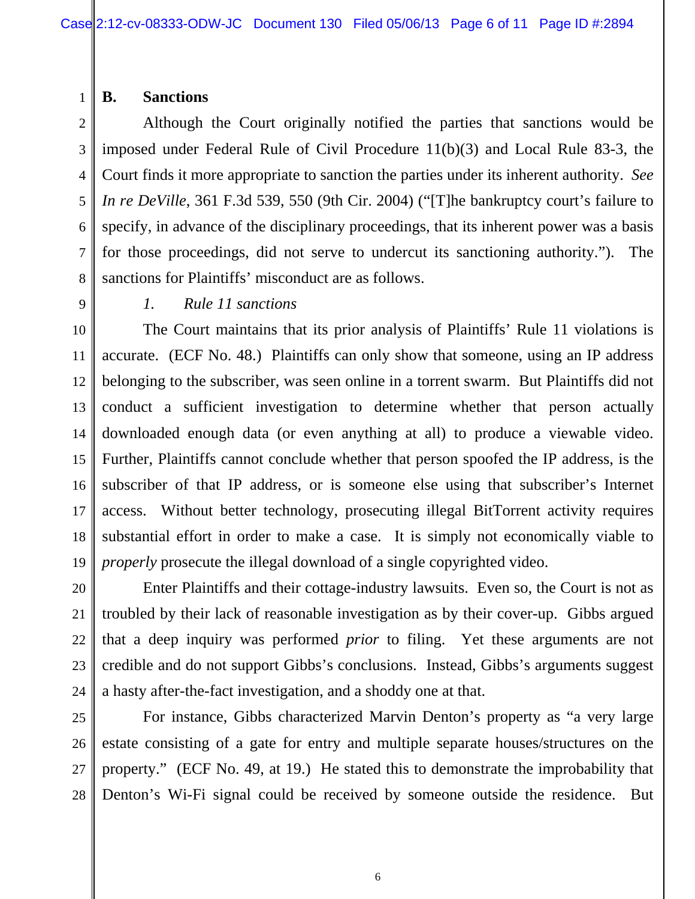### B. Sanctions

Although the Court originally notified the parties that sanctions would be imposed under Federal Rule of Civil Procedure 11(b)(3) and Local Rule 83-3, the Court finds it more appropriate to sanction the parties under its inherent authority. *See In re DeVille*, 361 F.3d 539, 550 (9th Cir. 2004) ("[T]he bankruptcy court's failure to specify, in advance of the disciplinary proceedings, that its inherent power was a basis for those proceedings, did not serve to undercut its sanctioning authority."). The sanctions for Plaintiffs' misconduct are as follows.

#### *1. Rule 11 sanctions*

The Court maintains that its prior analysis of Plaintiffs' Rule 11 violations is accurate. (ECF No. 48.) Plaintiffs can only show that someone, using an IP address belonging to the subscriber, was seen online in a torrent swarm. But Plaintiffs did not conduct a sufficient investigation to determine whether that person actually downloaded enough data (or even anything at all) to produce a viewable video. Further, Plaintiffs cannot conclude whether that person spoofed the IP address, is the subscriber of that IP address, or is someone else using that subscriber's Internet access. Without better technology, prosecuting illegal BitTorrent activity requires substantial effort in order to make a case. It is simply not economically viable to *properly* prosecute the illegal download of a single copyrighted video.

Enter Plaintiffs and their cottage-industry lawsuits. Even so, the Court is not as troubled by their lack of reasonable investigation as by their cover-up. Gibbs argued that a deep inquiry was performed *prior* to filing. Yet these arguments are not credible and do not support Gibbs's conclusions. Instead, Gibbs's arguments suggest a hasty after-the-fact investigation, and a shoddy one at that.

For instance, Gibbs characterized Marvin Denton's property as "a very large estate consisting of a gate for entry and multiple separate houses/structures on the property." (ECF No. 49, at 19.) He stated this to demonstrate the improbability that Denton's Wi-Fi signal could be received by someone outside the residence. But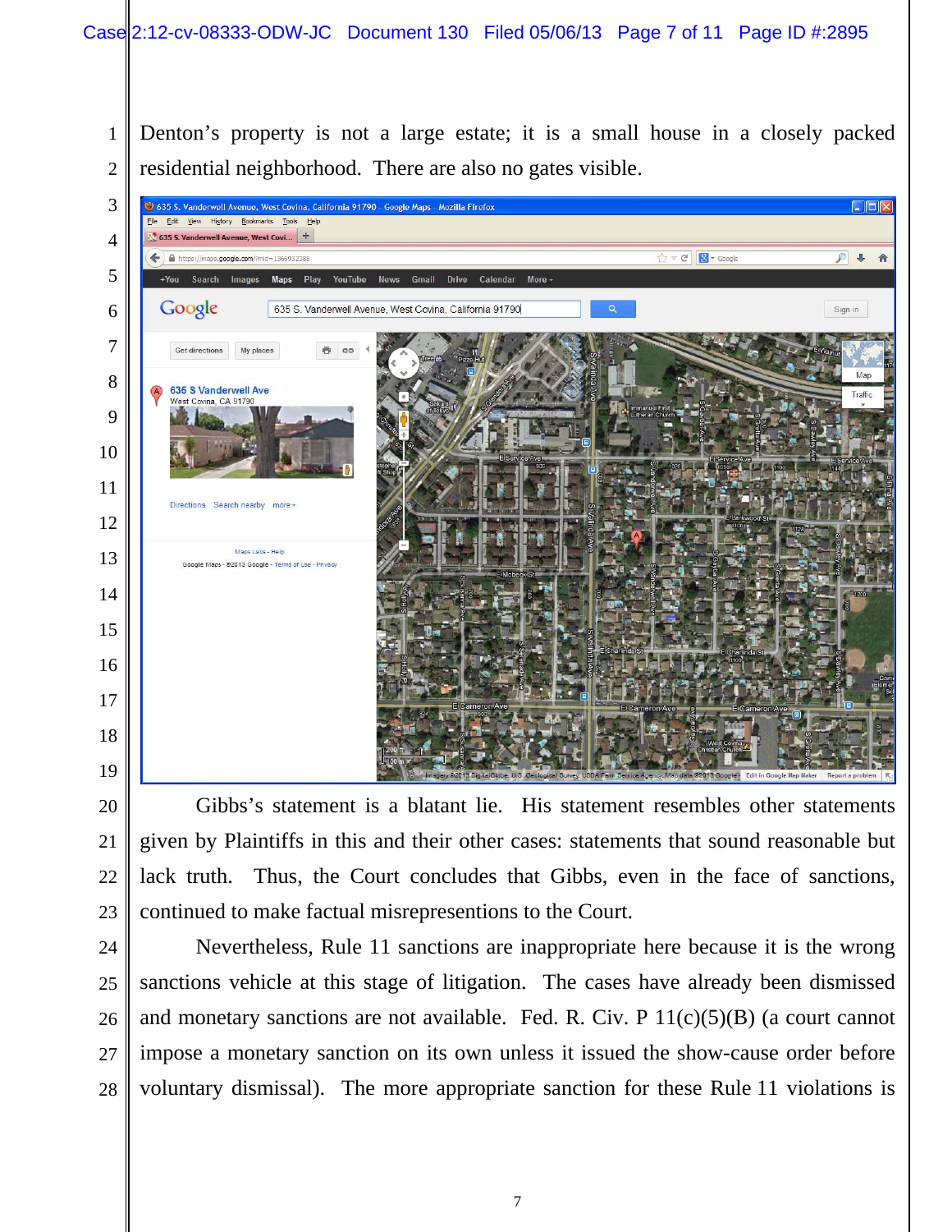Denton's property is not a large estate; it is a small house in a closely packed residential neighborhood. There are also no gates visible.

Gibbs's statement is a blatant lie. His statement resembles other statements given by Plaintiffs in this and their other cases: statements that sound reasonable but lack truth. Thus, the Court concludes that Gibbs, even in the face of sanctions, continued to make factual misrepresentions to the Court.

Nevertheless, Rule 11 sanctions are inappropriate here because it is the wrong sanctions vehicle at this stage of litigation. The cases have already been dismissed and monetary sanctions are not available. Fed. R. Civ. P 11(c)(5)(B) (a court cannot impose a monetary sanction on its own unless it issued the show-cause order before voluntary dismissal). The more appropriate sanction for these Rule 11 violations is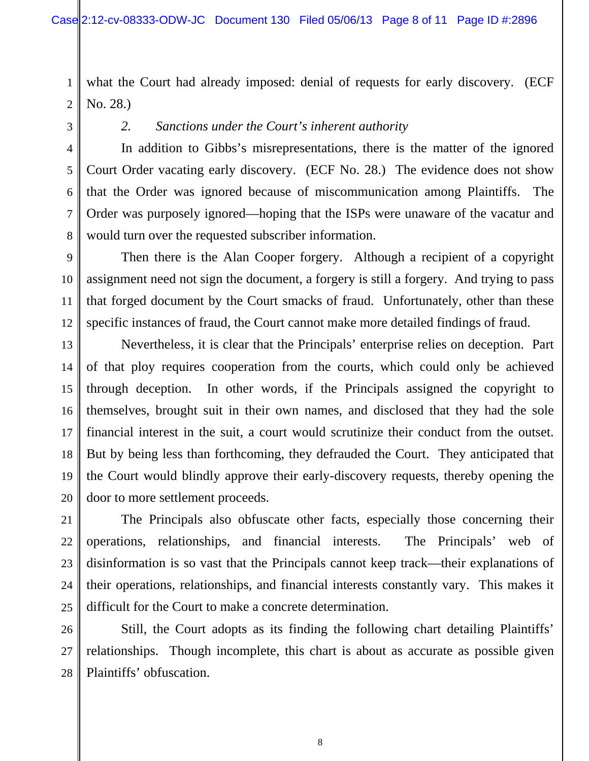what the Court had already imposed: denial of requests for early discovery. (ECF No. 28.)

*2. Sanctions under the Court's inherent authority*

In addition to Gibbs's misrepresentations, there is the matter of the ignored Court Order vacating early discovery. (ECF No. 28.) The evidence does not show that the Order was ignored because of miscommunication among Plaintiffs. The Order was purposely ignored—hoping that the ISPs were unaware of the vacatur and would turn over the requested subscriber information.

Then there is the Alan Cooper forgery. Although a recipient of a copyright assignment need not sign the document, a forgery is still a forgery. And trying to pass that forged document by the Court smacks of fraud. Unfortunately, other than these specific instances of fraud, the Court cannot make more detailed findings of fraud.

Nevertheless, it is clear that the Principals' enterprise relies on deception. Part of that ploy requires cooperation from the courts, which could only be achieved through deception. In other words, if the Principals assigned the copyright to themselves, brought suit in their own names, and disclosed that they had the sole financial interest in the suit, a court would scrutinize their conduct from the outset. But by being less than forthcoming, they defrauded the Court. They anticipated that the Court would blindly approve their early-discovery requests, thereby opening the door to more settlement proceeds.

The Principals also obfuscate other facts, especially those concerning their operations, relationships, and financial interests. The Principals' web of disinformation is so vast that the Principals cannot keep track—their explanations of their operations, relationships, and financial interests constantly vary. This makes it difficult for the Court to make a concrete determination.

Still, the Court adopts as its finding the following chart detailing Plaintiffs' relationships. Though incomplete, this chart is about as accurate as possible given Plaintiffs' obfuscation.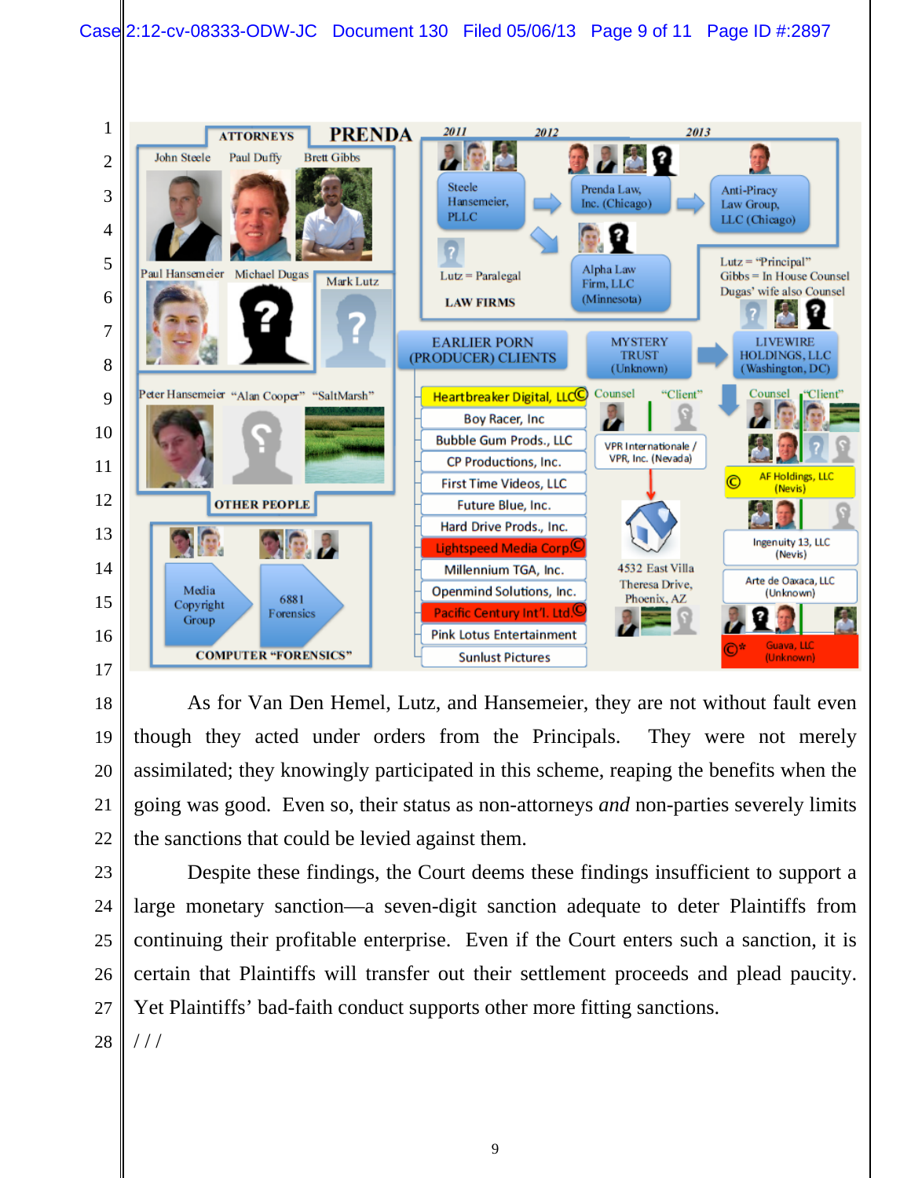ATTORNEYS — PRENDA

John Steele | Paul Duffy | Brett Gibbs

Paul Hansemeier | Michael Dugas | Mark Lutz

Peter Hansemeier | "Alan Cooper" | "SaltMarsh"

OTHER PEOPLE

2011 | 2012 | 2013

Steele Hansemeier, PLLC → Prenda Law, Inc. (Chicago) → Anti-Piracy Law Group, LLC (Chicago)

Alpha Law Firm, LLC (Minnesota)

Lutz = Paralegal

LAW FIRMS

Lutz = "Principal"
Gibbs = In House Counsel
Dugas' wife also Counsel

EARLIER PORN (PRODUCER) CLIENTS

- Heartbreaker Digital, LLC ©
- Boy Racer, Inc
- Bubble Gum Prods., LLC
- CP Productions, Inc.
- First Time Videos, LLC
- Future Blue, Inc.
- Hard Drive Prods., Inc.
- Lightspeed Media Corp ©
- Millennium TGA, Inc.
- Openmind Solutions, Inc.
- Pacific Century Int'l. Ltd ©
- Pink Lotus Entertainment
- Sunlust Pictures

MYSTERY TRUST (Unknown) → LIVEWIRE HOLDINGS, LLC (Washington, DC)

Counsel | "Client"

VPR Internationale / VPR, Inc. (Nevada)

4532 East Villa Theresa Drive, Phoenix, AZ

Counsel | "Client"

© AF Holdings, LLC (Nevis)

Ingenuity 13, LLC (Nevis)

Arte de Oaxaca, LLC (Unknown)

©* Guava, LLC (Unknown)

Media Copyright Group → 6881 Forensics

COMPUTER "FORENSICS"

As for Van Den Hemel, Lutz, and Hansemeier, they are not without fault even though they acted under orders from the Principals. They were not merely assimilated; they knowingly participated in this scheme, reaping the benefits when the going was good. Even so, their status as non-attorneys *and* non-parties severely limits the sanctions that could be levied against them.

Despite these findings, the Court deems these findings insufficient to support a large monetary sanction—a seven-digit sanction adequate to deter Plaintiffs from continuing their profitable enterprise. Even if the Court enters such a sanction, it is certain that Plaintiffs will transfer out their settlement proceeds and plead paucity. Yet Plaintiffs' bad-faith conduct supports other more fitting sanctions.

/ / /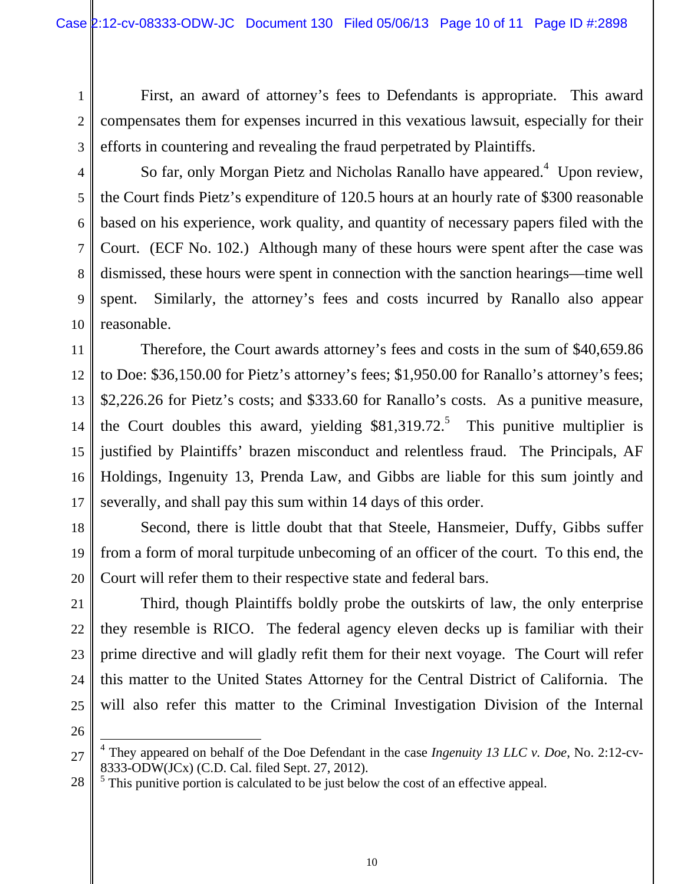First, an award of attorney's fees to Defendants is appropriate. This award compensates them for expenses incurred in this vexatious lawsuit, especially for their efforts in countering and revealing the fraud perpetrated by Plaintiffs.

So far, only Morgan Pietz and Nicholas Ranallo have appeared.[4] Upon review, the Court finds Pietz's expenditure of 120.5 hours at an hourly rate of $300 reasonable based on his experience, work quality, and quantity of necessary papers filed with the Court. (ECF No. 102.) Although many of these hours were spent after the case was dismissed, these hours were spent in connection with the sanction hearings—time well spent. Similarly, the attorney's fees and costs incurred by Ranallo also appear reasonable.

Therefore, the Court awards attorney's fees and costs in the sum of $40,659.86 to Doe: $36,150.00 for Pietz's attorney's fees; $1,950.00 for Ranallo's attorney's fees; $2,226.26 for Pietz's costs; and $333.60 for Ranallo's costs. As a punitive measure, the Court doubles this award, yielding $81,319.72.[5] This punitive multiplier is justified by Plaintiffs' brazen misconduct and relentless fraud. The Principals, AF Holdings, Ingenuity 13, Prenda Law, and Gibbs are liable for this sum jointly and severally, and shall pay this sum within 14 days of this order.

Second, there is little doubt that that Steele, Hansmeier, Duffy, Gibbs suffer from a form of moral turpitude unbecoming of an officer of the court. To this end, the Court will refer them to their respective state and federal bars.

Third, though Plaintiffs boldly probe the outskirts of law, the only enterprise they resemble is RICO. The federal agency eleven decks up is familiar with their prime directive and will gladly refit them for their next voyage. The Court will refer this matter to the United States Attorney for the Central District of California. The will also refer this matter to the Criminal Investigation Division of the Internal

---

[4] They appeared on behalf of the Doe Defendant in the case *Ingenuity 13 LLC v. Doe*, No. 2:12-cv-8333-ODW(JCx) (C.D. Cal. filed Sept. 27, 2012).

[5] This punitive portion is calculated to be just below the cost of an effective appeal.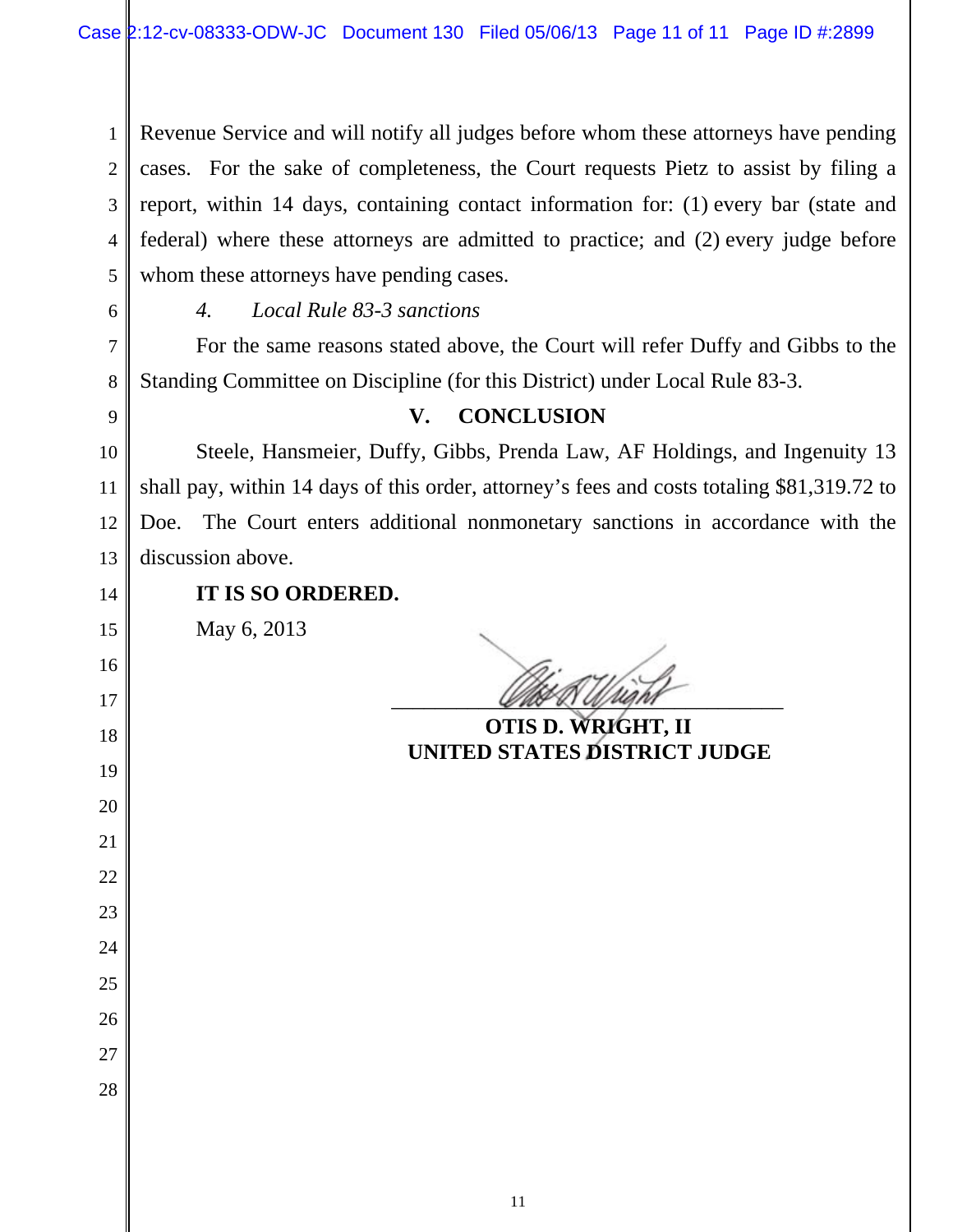Revenue Service and will notify all judges before whom these attorneys have pending cases. For the sake of completeness, the Court requests Pietz to assist by filing a report, within 14 days, containing contact information for: (1) every bar (state and federal) where these attorneys are admitted to practice; and (2) every judge before whom these attorneys have pending cases.

*4. Local Rule 83-3 sanctions*

For the same reasons stated above, the Court will refer Duffy and Gibbs to the Standing Committee on Discipline (for this District) under Local Rule 83-3.

## V. CONCLUSION

Steele, Hansmeier, Duffy, Gibbs, Prenda Law, AF Holdings, and Ingenuity 13 shall pay, within 14 days of this order, attorney's fees and costs totaling $81,319.72 to Doe. The Court enters additional nonmonetary sanctions in accordance with the discussion above.

**IT IS SO ORDERED.**

May 6, 2013

**OTIS D. WRIGHT, II**
**UNITED STATES DISTRICT JUDGE**